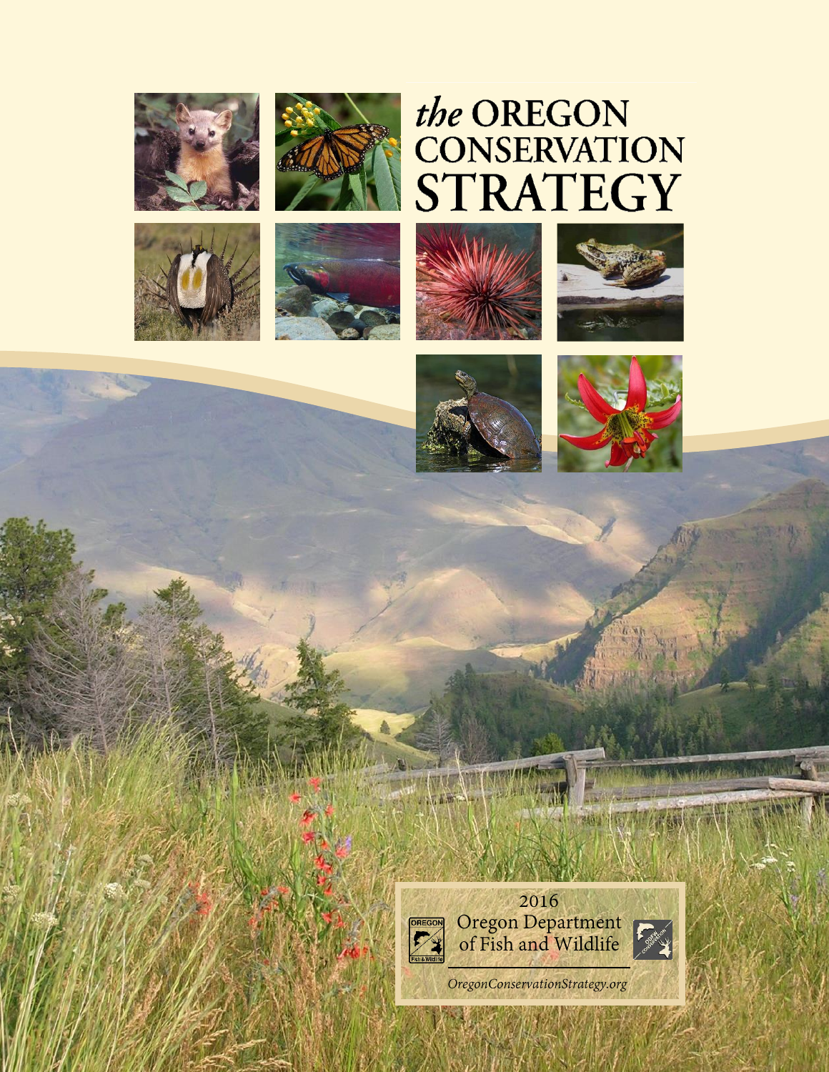# *the* OREGON CONSERVATION STRATEGY

2016

Oregon Department of Fish and Wildlife

*OregonConservationStrategy.org*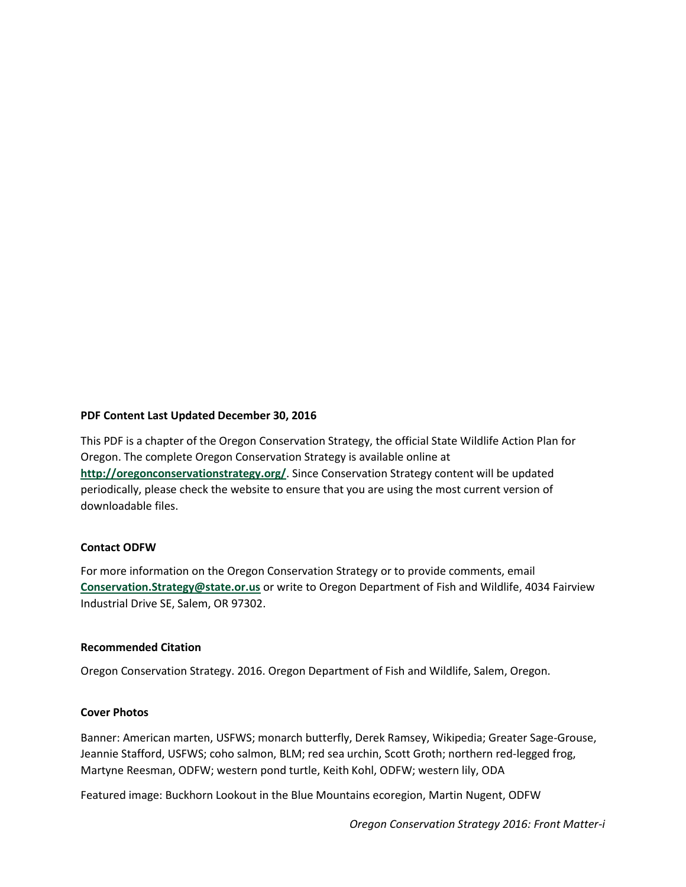**PDF Content Last Updated December 30, 2016**

This PDF is a chapter of the Oregon Conservation Strategy, the official State Wildlife Action Plan for Oregon. The complete Oregon Conservation Strategy is available online at **http://oregonconservationstrategy.org/**. Since Conservation Strategy content will be updated periodically, please check the website to ensure that you are using the most current version of downloadable files.

**Contact ODFW**

For more information on the Oregon Conservation Strategy or to provide comments, email **Conservation.Strategy@state.or.us** or write to Oregon Department of Fish and Wildlife, 4034 Fairview Industrial Drive SE, Salem, OR 97302.

**Recommended Citation**

Oregon Conservation Strategy. 2016. Oregon Department of Fish and Wildlife, Salem, Oregon.

**Cover Photos**

Banner: American marten, USFWS; monarch butterfly, Derek Ramsey, Wikipedia; Greater Sage-Grouse, Jeannie Stafford, USFWS; coho salmon, BLM; red sea urchin, Scott Groth; northern red-legged frog, Martyne Reesman, ODFW; western pond turtle, Keith Kohl, ODFW; western lily, ODA

Featured image: Buckhorn Lookout in the Blue Mountains ecoregion, Martin Nugent, ODFW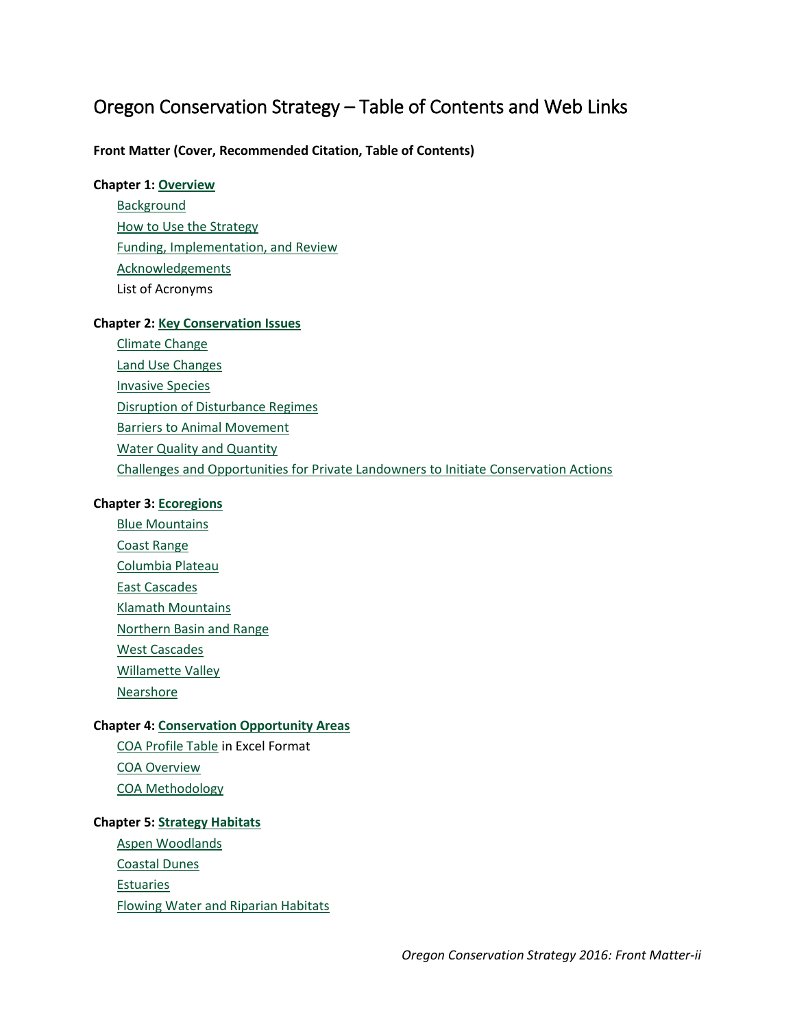# Oregon Conservation Strategy – Table of Contents and Web Links

**Front Matter (Cover, Recommended Citation, Table of Contents)**

**Chapter 1: Overview**

- Background
- How to Use the Strategy
- Funding, Implementation, and Review
- Acknowledgements
- List of Acronyms

**Chapter 2: Key Conservation Issues**

- Climate Change
- Land Use Changes
- Invasive Species
- Disruption of Disturbance Regimes
- Barriers to Animal Movement
- Water Quality and Quantity
- Challenges and Opportunities for Private Landowners to Initiate Conservation Actions

**Chapter 3: Ecoregions**

- Blue Mountains
- Coast Range
- Columbia Plateau
- East Cascades
- Klamath Mountains
- Northern Basin and Range
- West Cascades
- Willamette Valley
- Nearshore

**Chapter 4: Conservation Opportunity Areas**

- COA Profile Table in Excel Format
- COA Overview
- COA Methodology

**Chapter 5: Strategy Habitats**

- Aspen Woodlands
- Coastal Dunes
- Estuaries
- Flowing Water and Riparian Habitats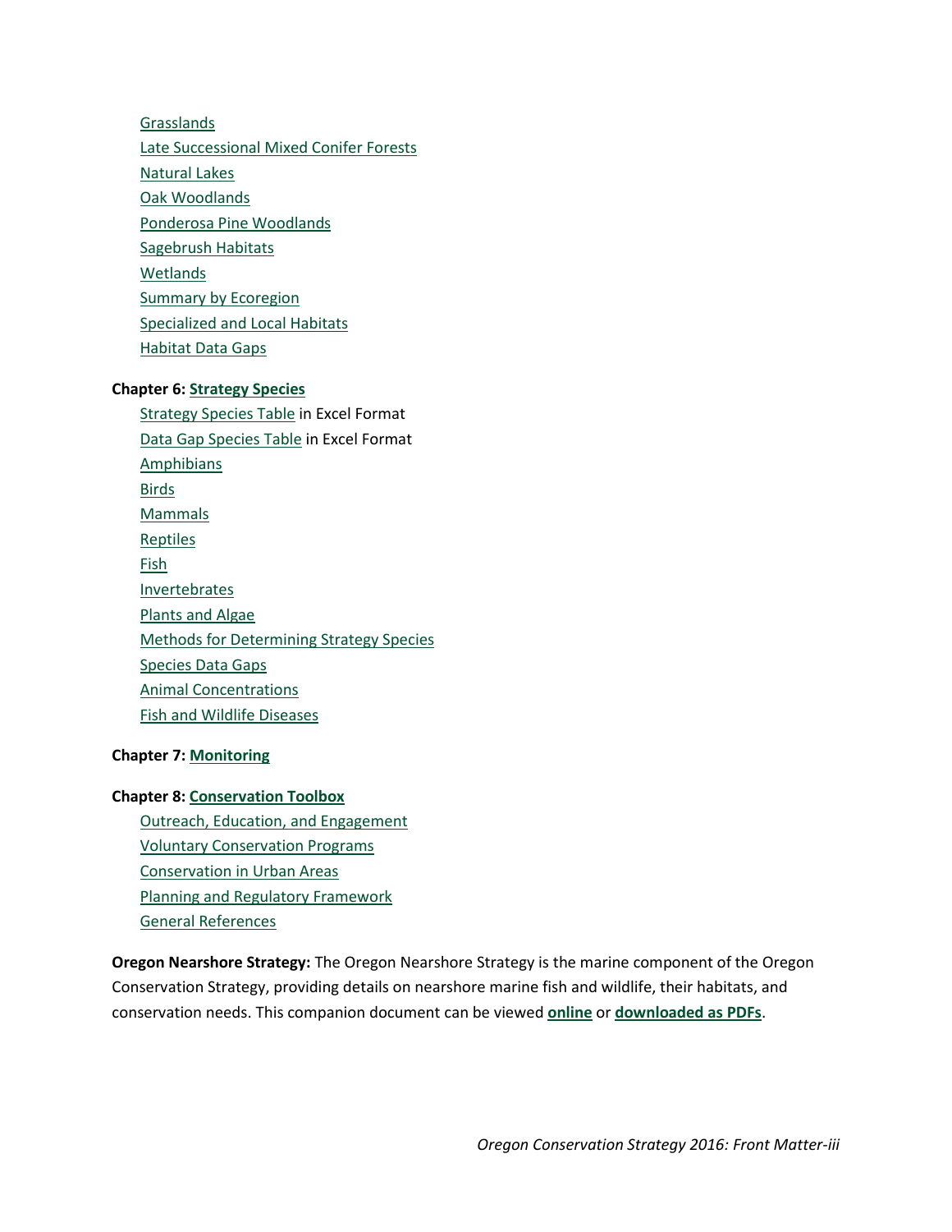- Grasslands
- Late Successional Mixed Conifer Forests
- Natural Lakes
- Oak Woodlands
- Ponderosa Pine Woodlands
- Sagebrush Habitats
- Wetlands
- Summary by Ecoregion
- Specialized and Local Habitats
- Habitat Data Gaps

**Chapter 6: Strategy Species**

- Strategy Species Table in Excel Format
- Data Gap Species Table in Excel Format
- Amphibians
- Birds
- Mammals
- Reptiles
- Fish
- Invertebrates
- Plants and Algae
- Methods for Determining Strategy Species
- Species Data Gaps
- Animal Concentrations
- Fish and Wildlife Diseases

**Chapter 7: Monitoring**

**Chapter 8: Conservation Toolbox**

- Outreach, Education, and Engagement
- Voluntary Conservation Programs
- Conservation in Urban Areas
- Planning and Regulatory Framework
- General References

**Oregon Nearshore Strategy:** The Oregon Nearshore Strategy is the marine component of the Oregon Conservation Strategy, providing details on nearshore marine fish and wildlife, their habitats, and conservation needs. This companion document can be viewed **online** or **downloaded as PDFs**.